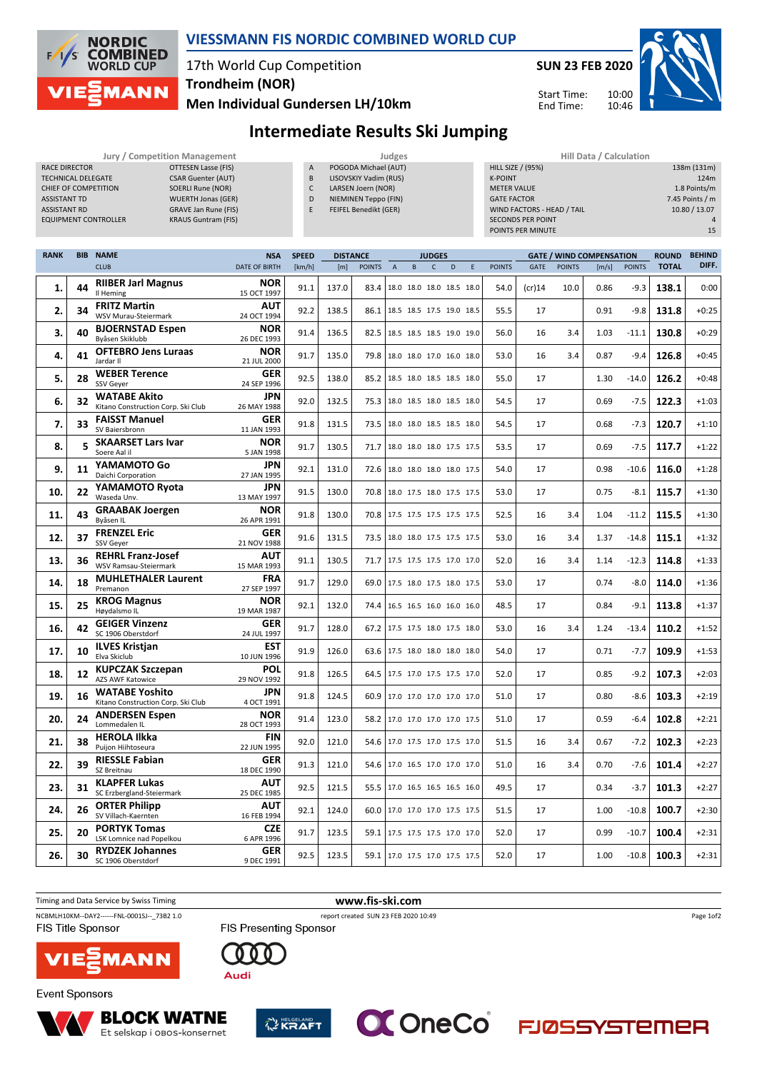# VIESSMANN FIS NORDIC COMBINED WORLD CUP

17th World Cup Competition
**Trondheim (NOR)**
**Men Individual Gundersen LH/10km**

**SUN 23 FEB 2020**
Start Time: 10:00
End Time: 10:46

## Intermediate Results Ski Jumping

| Jury / Competition Management | |
|---|---|
| RACE DIRECTOR | OTTESEN Lasse (FIS) |
| TECHNICAL DELEGATE | CSAR Guenter (AUT) |
| CHIEF OF COMPETITION | SOERLI Rune (NOR) |
| ASSISTANT TD | WUERTH Jonas (GER) |
| ASSISTANT RD | GRAVE Jan Rune (FIS) |
| EQUIPMENT CONTROLLER | KRAUS Guntram (FIS) |

| Judges | |
|---|---|
| A | POGODA Michael (AUT) |
| B | LISOVSKIY Vadim (RUS) |
| C | LARSEN Joern (NOR) |
| D | NIEMINEN Teppo (FIN) |
| E | FEIFEL Benedikt (GER) |

| Hill Data / Calculation | |
|---|---|
| HILL SIZE / (95%) | 138m (131m) |
| K-POINT | 124m |
| METER VALUE | 1.8 Points/m |
| GATE FACTOR | 7.45 Points / m |
| WIND FACTORS - HEAD / TAIL | 10.80 / 13.07 |
| SECONDS PER POINT | 4 |
| POINTS PER MINUTE | 15 |

| RANK | BIB | NAME / CLUB | NSA / DATE OF BIRTH | SPEED [km/h] | DISTANCE [m] | DISTANCE POINTS | A | B | C | D | E | JUDGES POINTS | GATE | GATE POINTS | WIND [m/s] | WIND POINTS | ROUND TOTAL | BEHIND DIFF. |
|---|---|---|---|---|---|---|---|---|---|---|---|---|---|---|---|---|---|---|
| 1. | 44 | **RIIBER Jarl Magnus** Il Heming | NOR 15 OCT 1997 | 91.1 | 137.0 | 83.4 | 18.0 | 18.0 | 18.0 | 18.5 | 18.0 | 54.0 | (cr)14 | 10.0 | 0.86 | -9.3 | **138.1** | 0:00 |
| 2. | 34 | **FRITZ Martin** WSV Murau-Steiermark | AUT 24 OCT 1994 | 92.2 | 138.5 | 86.1 | 18.5 | 18.5 | 17.5 | 19.0 | 18.5 | 55.5 | 17 | | 0.91 | -9.8 | **131.8** | +0:25 |
| 3. | 40 | **BJOERNSTAD Espen** Byåsen Skiklubb | NOR 26 DEC 1993 | 91.4 | 136.5 | 82.5 | 18.5 | 18.5 | 18.5 | 19.0 | 19.0 | 56.0 | 16 | 3.4 | 1.03 | -11.1 | **130.8** | +0:29 |
| 4. | 41 | **OFTEBRO Jens Luraas** Jardar Il | NOR 21 JUL 2000 | 91.7 | 135.0 | 79.8 | 18.0 | 18.0 | 17.0 | 16.0 | 18.0 | 53.0 | 16 | 3.4 | 0.87 | -9.4 | **126.8** | +0:45 |
| 5. | 28 | **WEBER Terence** SSV Geyer | GER 24 SEP 1996 | 92.5 | 138.0 | 85.2 | 18.5 | 18.0 | 18.5 | 18.5 | 18.0 | 55.0 | 17 | | 1.30 | -14.0 | **126.2** | +0:48 |
| 6. | 32 | **WATABE Akito** Kitano Construction Corp. Ski Club | JPN 26 MAY 1988 | 92.0 | 132.5 | 75.3 | 18.0 | 18.5 | 18.0 | 18.5 | 18.0 | 54.5 | 17 | | 0.69 | -7.5 | **122.3** | +1:03 |
| 7. | 33 | **FAISST Manuel** SV Baiersbronn | GER 11 JAN 1993 | 91.8 | 131.5 | 73.5 | 18.0 | 18.0 | 18.5 | 18.5 | 18.0 | 54.5 | 17 | | 0.68 | -7.3 | **120.7** | +1:10 |
| 8. | 5 | **SKAARSET Lars Ivar** Soere Aal il | NOR 5 JAN 1998 | 91.7 | 130.5 | 71.7 | 18.0 | 18.0 | 18.0 | 17.5 | 17.5 | 53.5 | 17 | | 0.69 | -7.5 | **117.7** | +1:22 |
| 9. | 11 | **YAMAMOTO Go** Daichi Corporation | JPN 27 JAN 1995 | 92.1 | 131.0 | 72.6 | 18.0 | 18.0 | 18.0 | 18.0 | 17.5 | 54.0 | 17 | | 0.98 | -10.6 | **116.0** | +1:28 |
| 10. | 22 | **YAMAMOTO Ryota** Waseda Unv. | JPN 13 MAY 1997 | 91.5 | 130.0 | 70.8 | 18.0 | 17.5 | 18.0 | 17.5 | 17.5 | 53.0 | 17 | | 0.75 | -8.1 | **115.7** | +1:30 |
| 11. | 43 | **GRAABAK Joergen** Byåsen IL | NOR 26 APR 1991 | 91.8 | 130.0 | 70.8 | 17.5 | 17.5 | 17.5 | 17.5 | 17.5 | 52.5 | 16 | 3.4 | 1.04 | -11.2 | **115.5** | +1:30 |
| 12. | 37 | **FRENZEL Eric** SSV Geyer | GER 21 NOV 1988 | 91.6 | 131.5 | 73.5 | 18.0 | 18.0 | 17.5 | 17.5 | 17.5 | 53.0 | 16 | 3.4 | 1.37 | -14.8 | **115.1** | +1:32 |
| 13. | 36 | **REHRL Franz-Josef** WSV Ramsau-Steiermark | AUT 15 MAR 1993 | 91.1 | 130.5 | 71.7 | 17.5 | 17.5 | 17.5 | 17.0 | 17.0 | 52.0 | 16 | 3.4 | 1.14 | -12.3 | **114.8** | +1:33 |
| 14. | 18 | **MUHLETHALER Laurent** Premanon | FRA 27 SEP 1997 | 91.7 | 129.0 | 69.0 | 17.5 | 18.0 | 17.5 | 18.0 | 17.5 | 53.0 | 17 | | 0.74 | -8.0 | **114.0** | +1:36 |
| 15. | 25 | **KROG Magnus** Høydalsmo IL | NOR 19 MAR 1987 | 92.1 | 132.0 | 74.4 | 16.5 | 16.5 | 16.0 | 16.0 | 16.0 | 48.5 | 17 | | 0.84 | -9.1 | **113.8** | +1:37 |
| 16. | 42 | **GEIGER Vinzenz** SC 1906 Oberstdorf | GER 24 JUL 1997 | 91.7 | 128.0 | 67.2 | 17.5 | 17.5 | 18.0 | 17.5 | 18.0 | 53.0 | 16 | 3.4 | 1.24 | -13.4 | **110.2** | +1:52 |
| 17. | 10 | **ILVES Kristjan** Elva Skiclub | EST 10 JUN 1996 | 91.9 | 126.0 | 63.6 | 17.5 | 18.0 | 18.0 | 18.0 | 18.0 | 54.0 | 17 | | 0.71 | -7.7 | **109.9** | +1:53 |
| 18. | 12 | **KUPCZAK Szczepan** AZS AWF Katowice | POL 29 NOV 1992 | 91.8 | 126.5 | 64.5 | 17.5 | 17.0 | 17.5 | 17.5 | 17.0 | 52.0 | 17 | | 0.85 | -9.2 | **107.3** | +2:03 |
| 19. | 16 | **WATABE Yoshito** Kitano Construction Corp. Ski Club | JPN 4 OCT 1991 | 91.8 | 124.5 | 60.9 | 17.0 | 17.0 | 17.0 | 17.0 | 17.0 | 51.0 | 17 | | 0.80 | -8.6 | **103.3** | +2:19 |
| 20. | 24 | **ANDERSEN Espen** Lommedalen IL | NOR 28 OCT 1993 | 91.4 | 123.0 | 58.2 | 17.0 | 17.0 | 17.0 | 17.0 | 17.5 | 51.0 | 17 | | 0.59 | -6.4 | **102.8** | +2:21 |
| 21. | 38 | **HEROLA Ilkka** Puijon Hiihtoseura | FIN 22 JUN 1995 | 92.0 | 121.0 | 54.6 | 17.0 | 17.5 | 17.0 | 17.5 | 17.0 | 51.5 | 16 | 3.4 | 0.67 | -7.2 | **102.3** | +2:23 |
| 22. | 39 | **RIESSLE Fabian** SZ Breitnau | GER 18 DEC 1990 | 91.3 | 121.0 | 54.6 | 17.0 | 16.5 | 17.0 | 17.0 | 17.0 | 51.0 | 16 | 3.4 | 0.70 | -7.6 | **101.4** | +2:27 |
| 23. | 31 | **KLAPFER Lukas** SC Erzbergland-Steiermark | AUT 25 DEC 1985 | 92.5 | 121.5 | 55.5 | 17.0 | 16.5 | 16.5 | 16.5 | 16.0 | 49.5 | 17 | | 0.34 | -3.7 | **101.3** | +2:27 |
| 24. | 26 | **ORTER Philipp** SV Villach-Kaernten | AUT 16 FEB 1994 | 92.1 | 124.0 | 60.0 | 17.0 | 17.0 | 17.0 | 17.5 | 17.5 | 51.5 | 17 | | 1.00 | -10.8 | **100.7** | +2:30 |
| 25. | 20 | **PORTYK Tomas** LSK Lomnice nad Popelkou | CZE 6 APR 1996 | 91.7 | 123.5 | 59.1 | 17.5 | 17.5 | 17.5 | 17.0 | 17.0 | 52.0 | 17 | | 0.99 | -10.7 | **100.4** | +2:31 |
| 26. | 30 | **RYDZEK Johannes** SC 1906 Oberstdorf | GER 9 DEC 1991 | 92.5 | 123.5 | 59.1 | 17.0 | 17.5 | 17.0 | 17.5 | 17.5 | 52.0 | 17 | | 1.00 | -10.8 | **100.3** | +2:31 |

Timing and Data Service by Swiss Timing

www.fis-ski.com

NCBMLH10KM--DAY2------FNL-0001SJ--_73B2 1.0

report created SUN 23 FEB 2020 10:49

FIS Title Sponsor
FIS Presenting Sponsor
Event Sponsors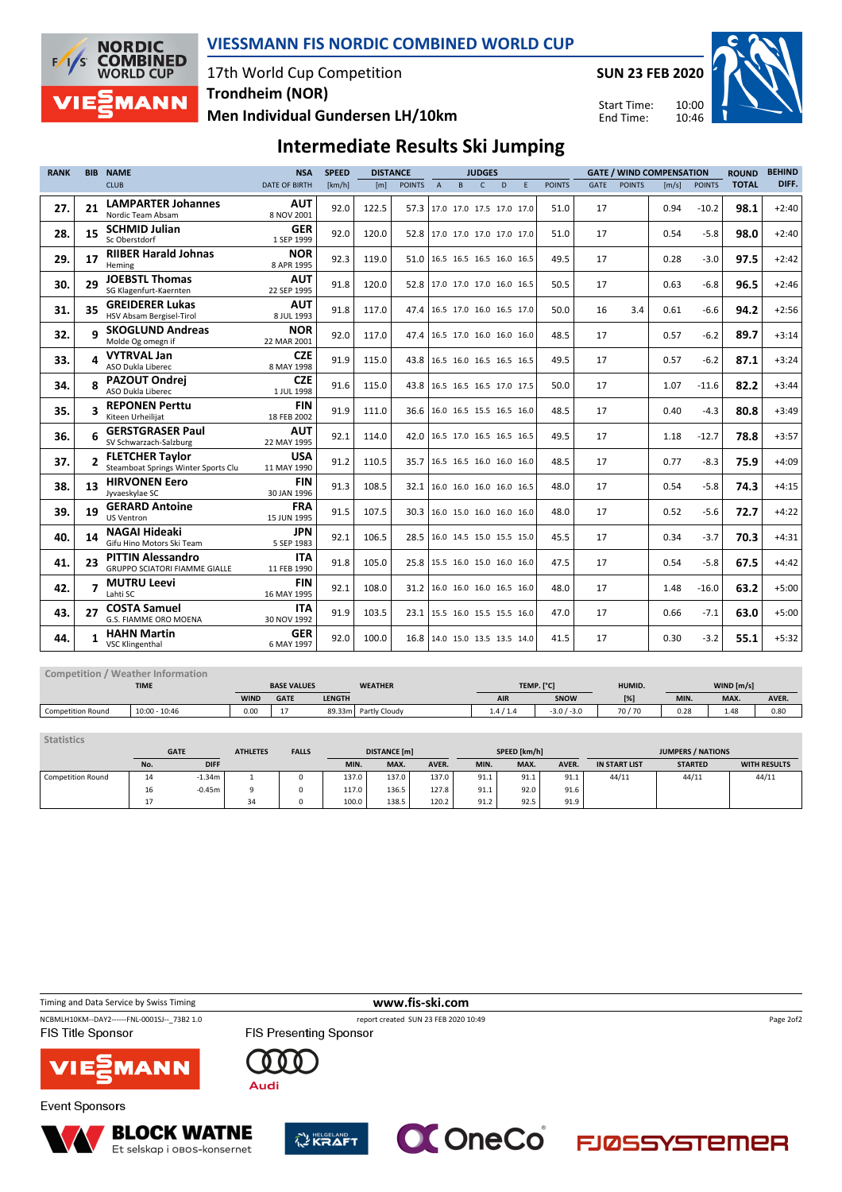# VIESSMANN FIS NORDIC COMBINED WORLD CUP

17th World Cup Competition
Trondheim (NOR)
Men Individual Gundersen LH/10km

SUN 23 FEB 2020
Start Time: 10:00
End Time: 10:46

## Intermediate Results Ski Jumping

| RANK | BIB | NAME / CLUB | NSA / DATE OF BIRTH | SPEED [km/h] | DISTANCE [m] | DISTANCE POINTS | JUDGES A | B | C | D | E | JUDGES POINTS | GATE | GATE POINTS | WIND [m/s] | WIND POINTS | ROUND TOTAL | BEHIND DIFF. |
|---|---|---|---|---|---|---|---|---|---|---|---|---|---|---|---|---|---|---|
| 27. | 21 | LAMPARTER Johannes / Nordic Team Absam | AUT / 8 NOV 2001 | 92.0 | 122.5 | 57.3 | 17.0 | 17.0 | 17.5 | 17.0 | 17.0 | 51.0 | 17 | | 0.94 | -10.2 | 98.1 | +2:40 |
| 28. | 15 | SCHMID Julian / Sc Oberstdorf | GER / 1 SEP 1999 | 92.0 | 120.0 | 52.8 | 17.0 | 17.0 | 17.0 | 17.0 | 17.0 | 51.0 | 17 | | 0.54 | -5.8 | 98.0 | +2:40 |
| 29. | 17 | RIIBER Harald Johnas / Heming | NOR / 8 APR 1995 | 92.3 | 119.0 | 51.0 | 16.5 | 16.5 | 16.5 | 16.0 | 16.5 | 49.5 | 17 | | 0.28 | -3.0 | 97.5 | +2:42 |
| 30. | 29 | JOEBSTL Thomas / SG Klagenfurt-Kaernten | AUT / 22 SEP 1995 | 91.8 | 120.0 | 52.8 | 17.0 | 17.0 | 17.0 | 16.0 | 16.5 | 50.5 | 17 | | 0.63 | -6.8 | 96.5 | +2:46 |
| 31. | 35 | GREIDERER Lukas / HSV Absam Bergisel-Tirol | AUT / 8 JUL 1993 | 91.8 | 117.0 | 47.4 | 16.5 | 17.0 | 16.0 | 16.5 | 17.0 | 50.0 | 16 | 3.4 | 0.61 | -6.6 | 94.2 | +2:56 |
| 32. | 9 | SKOGLUND Andreas / Molde Og omegn if | NOR / 22 MAR 2001 | 92.0 | 117.0 | 47.4 | 16.5 | 17.0 | 16.0 | 16.0 | 16.0 | 48.5 | 17 | | 0.57 | -6.2 | 89.7 | +3:14 |
| 33. | 4 | VYTRVAL Jan / ASO Dukla Liberec | CZE / 8 MAY 1998 | 91.9 | 115.0 | 43.8 | 16.5 | 16.0 | 16.5 | 16.5 | 16.5 | 49.5 | 17 | | 0.57 | -6.2 | 87.1 | +3:24 |
| 34. | 8 | PAZOUT Ondrej / ASO Dukla Liberec | CZE / 1 JUL 1998 | 91.6 | 115.0 | 43.8 | 16.5 | 16.5 | 16.5 | 17.0 | 17.5 | 50.0 | 17 | | 1.07 | -11.6 | 82.2 | +3:44 |
| 35. | 3 | REPONEN Perttu / Kiteen Urheilijat | FIN / 18 FEB 2002 | 91.9 | 111.0 | 36.6 | 16.0 | 16.5 | 15.5 | 16.5 | 16.0 | 48.5 | 17 | | 0.40 | -4.3 | 80.8 | +3:49 |
| 36. | 6 | GERSTGRASER Paul / SV Schwarzach-Salzburg | AUT / 22 MAY 1995 | 92.1 | 114.0 | 42.0 | 16.5 | 17.0 | 16.5 | 16.5 | 16.5 | 49.5 | 17 | | 1.18 | -12.7 | 78.8 | +3:57 |
| 37. | 2 | FLETCHER Taylor / Steamboat Springs Winter Sports Clu | USA / 11 MAY 1990 | 91.2 | 110.5 | 35.7 | 16.5 | 16.5 | 16.0 | 16.0 | 16.0 | 48.5 | 17 | | 0.77 | -8.3 | 75.9 | +4:09 |
| 38. | 13 | HIRVONEN Eero / Jyvaeskylae SC | FIN / 30 JAN 1996 | 91.3 | 108.5 | 32.1 | 16.0 | 16.0 | 16.0 | 16.0 | 16.5 | 48.0 | 17 | | 0.54 | -5.8 | 74.3 | +4:15 |
| 39. | 19 | GERARD Antoine / US Ventron | FRA / 15 JUN 1995 | 91.5 | 107.5 | 30.3 | 16.0 | 15.0 | 16.0 | 16.0 | 16.0 | 48.0 | 17 | | 0.52 | -5.6 | 72.7 | +4:22 |
| 40. | 14 | NAGAI Hideaki / Gifu Hino Motors Ski Team | JPN / 5 SEP 1983 | 92.1 | 106.5 | 28.5 | 16.0 | 14.5 | 15.0 | 15.5 | 15.0 | 45.5 | 17 | | 0.34 | -3.7 | 70.3 | +4:31 |
| 41. | 23 | PITTIN Alessandro / GRUPPO SCIATORI FIAMME GIALLE | ITA / 11 FEB 1990 | 91.8 | 105.0 | 25.8 | 15.5 | 16.0 | 15.0 | 16.0 | 16.0 | 47.5 | 17 | | 0.54 | -5.8 | 67.5 | +4:42 |
| 42. | 7 | MUTRU Leevi / Lahti SC | FIN / 16 MAY 1995 | 92.1 | 108.0 | 31.2 | 16.0 | 16.0 | 16.0 | 16.5 | 16.0 | 48.0 | 17 | | 1.48 | -16.0 | 63.2 | +5:00 |
| 43. | 27 | COSTA Samuel / G.S. FIAMME ORO MOENA | ITA / 30 NOV 1992 | 91.9 | 103.5 | 23.1 | 15.5 | 16.0 | 15.5 | 15.5 | 16.0 | 47.0 | 17 | | 0.66 | -7.1 | 63.0 | +5:00 |
| 44. | 1 | HAHN Martin / VSC Klingenthal | GER / 6 MAY 1997 | 92.0 | 100.0 | 16.8 | 14.0 | 15.0 | 13.5 | 13.5 | 14.0 | 41.5 | 17 | | 0.30 | -3.2 | 55.1 | +5:32 |

### Competition / Weather Information

| | TIME | BASE VALUES WIND | GATE | LENGTH | WEATHER | TEMP. [°C] AIR | SNOW | HUMID. [%] | WIND [m/s] MIN. | MAX. | AVER. |
|---|---|---|---|---|---|---|---|---|---|---|---|
| Competition Round | 10:00 - 10:46 | 0.00 | 17 | 89.33m | Partly Cloudy | 1.4 / 1.4 | -3.0 / -3.0 | 70 / 70 | 0.28 | 1.48 | 0.80 |

### Statistics

| | GATE No. | DIFF | ATHLETES | FALLS | DISTANCE [m] MIN. | MAX. | AVER. | SPEED [km/h] MIN. | MAX. | AVER. | JUMPERS / NATIONS IN START LIST | STARTED | WITH RESULTS |
|---|---|---|---|---|---|---|---|---|---|---|---|---|---|
| Competition Round | 14 | -1.34m | 1 | 0 | 137.0 | 137.0 | 137.0 | 91.1 | 91.1 | 91.1 | 44/11 | 44/11 | 44/11 |
| | 16 | -0.45m | 9 | 0 | 117.0 | 136.5 | 127.8 | 91.1 | 92.0 | 91.6 | | | |
| | 17 | | 34 | 0 | 100.0 | 138.5 | 120.2 | 91.2 | 92.5 | 91.9 | | | |

Timing and Data Service by Swiss Timing
www.fis-ski.com
NCBMLH10KM--DAY2------FNL-0001SJ--_73B2 1.0
report created SUN 23 FEB 2020 10:49

FIS Title Sponsor: VIESSMANN
FIS Presenting Sponsor: Audi
Event Sponsors: BLOCK WATNE Et selskap i OBOS-konsernet, HELGELAND KRAFT, OneCo, FJØSSYSTEMER